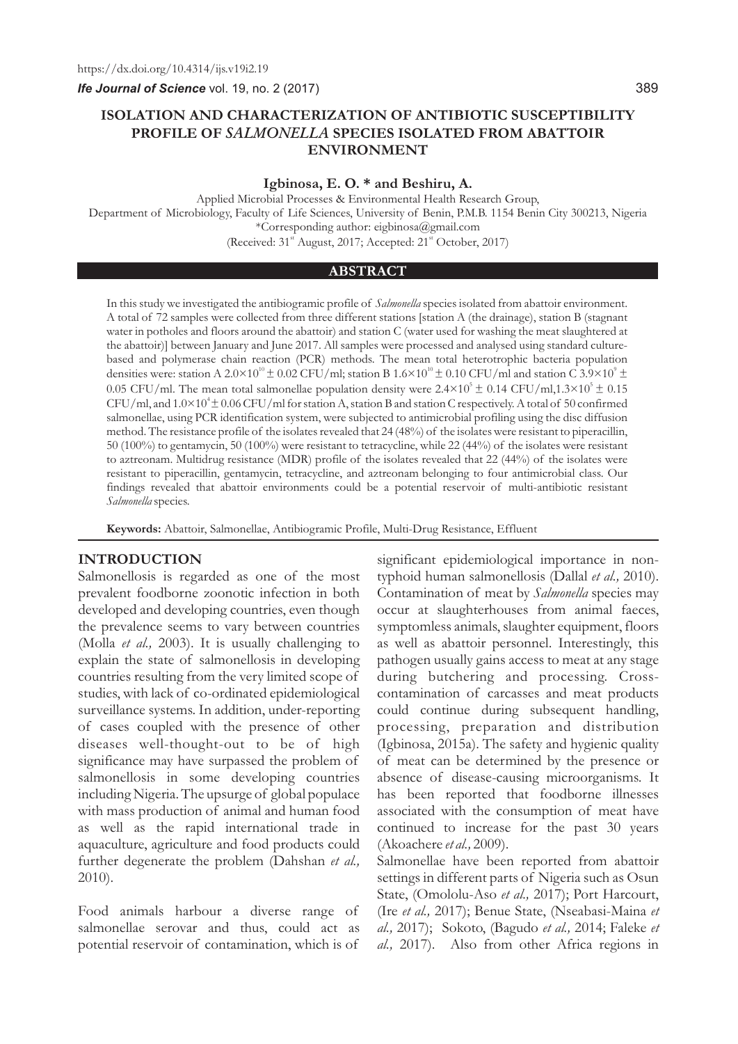https://dx.doi.org/10.4314/ijs.v19i2.19

# ISOLATION AND CHARACTERIZATION OF ANTIBIOTIC SUSCEPTIBILITY PROFILE OF *SALMONELLA* SPECIES ISOLATED FROM ABATTOIR ENVIRONMENT

**Igbinosa, E. O. * and Beshiru, A.**

Applied Microbial Processes & Environmental Health Research Group,
Department of Microbiology, Faculty of Life Sciences, University of Benin, P.M.B. 1154 Benin City 300213, Nigeria
*Corresponding author: eigbinosa@gmail.com
(Received: 31st August, 2017; Accepted: 21st October, 2017)

## ABSTRACT

In this study we investigated the antibiogramic profile of *Salmonella* species isolated from abattoir environment. A total of 72 samples were collected from three different stations [station A (the drainage), station B (stagnant water in potholes and floors around the abattoir) and station C (water used for washing the meat slaughtered at the abattoir)] between January and June 2017. All samples were processed and analysed using standard culture-based and polymerase chain reaction (PCR) methods. The mean total heterotrophic bacteria population densities were: station A $2.0 \times 10^{10} \pm 0.02$ CFU/ml; station B $1.6 \times 10^{10} \pm 0.10$ CFU/ml and station C $3.9 \times 10^{9} \pm 0.05$ CFU/ml. The mean total salmonellae population density were $2.4 \times 10^{5} \pm 0.14$ CFU/ml, $1.3 \times 10^{5} \pm 0.15$ CFU/ml, and $1.0 \times 10^{4} \pm 0.06$ CFU/ml for station A, station B and station C respectively. A total of 50 confirmed salmonellae, using PCR identification system, were subjected to antimicrobial profiling using the disc diffusion method. The resistance profile of the isolates revealed that 24 (48%) of the isolates were resistant to piperacillin, 50 (100%) to gentamycin, 50 (100%) were resistant to tetracycline, while 22 (44%) of the isolates were resistant to aztreonam. Multidrug resistance (MDR) profile of the isolates revealed that 22 (44%) of the isolates were resistant to piperacillin, gentamycin, tetracycline, and aztreonam belonging to four antimicrobial class. Our findings revealed that abattoir environments could be a potential reservoir of multi-antibiotic resistant *Salmonella* species.

**Keywords:** Abattoir, Salmonellae, Antibiogramic Profile, Multi-Drug Resistance, Effluent

## INTRODUCTION

Salmonellosis is regarded as one of the most prevalent foodborne zoonotic infection in both developed and developing countries, even though the prevalence seems to vary between countries (Molla *et al.,* 2003). It is usually challenging to explain the state of salmonellosis in developing countries resulting from the very limited scope of studies, with lack of co-ordinated epidemiological surveillance systems. In addition, under-reporting of cases coupled with the presence of other diseases well-thought-out to be of high significance may have surpassed the problem of salmonellosis in some developing countries including Nigeria. The upsurge of global populace with mass production of animal and human food as well as the rapid international trade in aquaculture, agriculture and food products could further degenerate the problem (Dahshan *et al.,* 2010).

Food animals harbour a diverse range of salmonellae serovar and thus, could act as potential reservoir of contamination, which is of significant epidemiological importance in non-typhoid human salmonellosis (Dallal *et al.,* 2010). Contamination of meat by *Salmonella* species may occur at slaughterhouses from animal faeces, symptomless animals, slaughter equipment, floors as well as abattoir personnel. Interestingly, this pathogen usually gains access to meat at any stage during butchering and processing. Cross-contamination of carcasses and meat products could continue during subsequent handling, processing, preparation and distribution (Igbinosa, 2015a). The safety and hygienic quality of meat can be determined by the presence or absence of disease-causing microorganisms. It has been reported that foodborne illnesses associated with the consumption of meat have continued to increase for the past 30 years (Akoachere *et al.,* 2009).

Salmonellae have been reported from abattoir settings in different parts of Nigeria such as Osun State, (Omololu-Aso *et al.,* 2017); Port Harcourt, (Ire *et al.,* 2017); Benue State, (Nseabasi-Maina *et al.,* 2017); Sokoto, (Bagudo *et al.,* 2014; Faleke *et al.,* 2017). Also from other Africa regions in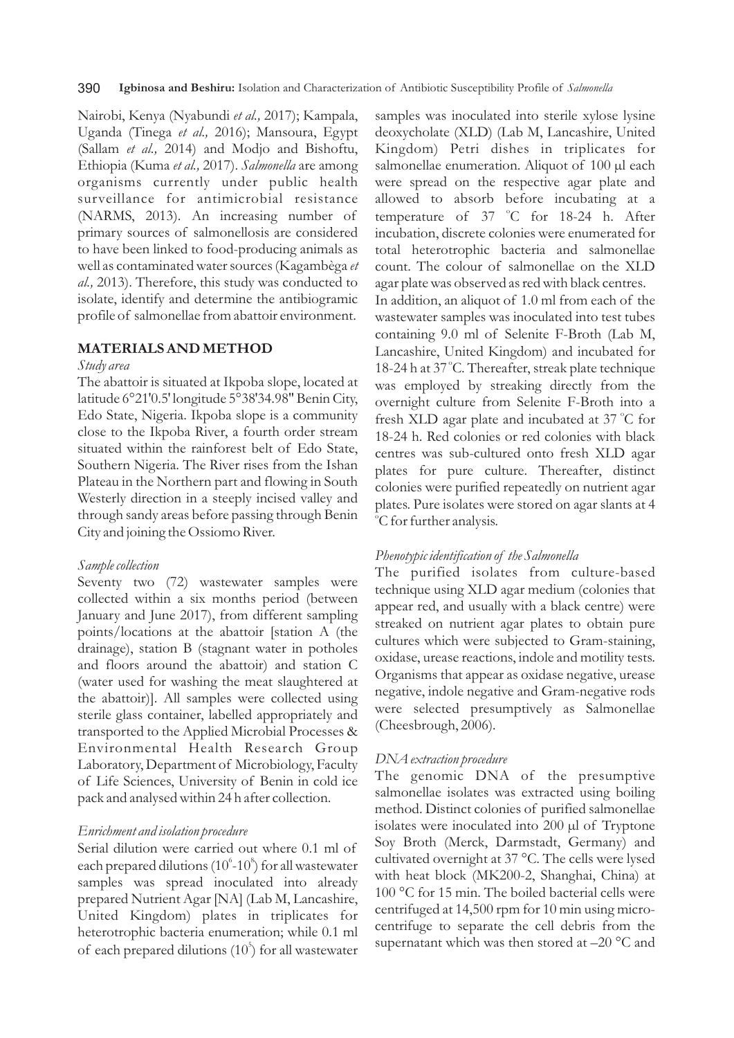Nairobi, Kenya (Nyabundi *et al.,* 2017); Kampala, Uganda (Tinega *et al.,* 2016); Mansoura, Egypt (Sallam *et al.,* 2014) and Modjo and Bishoftu, Ethiopia (Kuma *et al.,* 2017). *Salmonella* are among organisms currently under public health surveillance for antimicrobial resistance (NARMS, 2013). An increasing number of primary sources of salmonellosis are considered to have been linked to food-producing animals as well as contaminated water sources (Kagambèga *et al.,* 2013). Therefore, this study was conducted to isolate, identify and determine the antibiogramic profile of salmonellae from abattoir environment.

## MATERIALS AND METHOD

### *Study area*

The abattoir is situated at Ikpoba slope, located at latitude 6°21'0.5' longitude 5°38'34.98" Benin City, Edo State, Nigeria. Ikpoba slope is a community close to the Ikpoba River, a fourth order stream situated within the rainforest belt of Edo State, Southern Nigeria. The River rises from the Ishan Plateau in the Northern part and flowing in South Westerly direction in a steeply incised valley and through sandy areas before passing through Benin City and joining the Ossiomo River.

### *Sample collection*

Seventy two (72) wastewater samples were collected within a six months period (between January and June 2017), from different sampling points/locations at the abattoir [station A (the drainage), station B (stagnant water in potholes and floors around the abattoir) and station C (water used for washing the meat slaughtered at the abattoir)]. All samples were collected using sterile glass container, labelled appropriately and transported to the Applied Microbial Processes & Environmental Health Research Group Laboratory, Department of Microbiology, Faculty of Life Sciences, University of Benin in cold ice pack and analysed within 24 h after collection.

### *Enrichment and isolation procedure*

Serial dilution were carried out where 0.1 ml of each prepared dilutions ($10^6$-$10^8$) for all wastewater samples was spread inoculated into already prepared Nutrient Agar [NA] (Lab M, Lancashire, United Kingdom) plates in triplicates for heterotrophic bacteria enumeration; while 0.1 ml of each prepared dilutions ($10^5$) for all wastewater samples was inoculated into sterile xylose lysine deoxycholate (XLD) (Lab M, Lancashire, United Kingdom) Petri dishes in triplicates for salmonellae enumeration. Aliquot of 100 µl each were spread on the respective agar plate and allowed to absorb before incubating at a temperature of 37 °C for 18-24 h. After incubation, discrete colonies were enumerated for total heterotrophic bacteria and salmonellae count. The colour of salmonellae on the XLD agar plate was observed as red with black centres.

In addition, an aliquot of 1.0 ml from each of the wastewater samples was inoculated into test tubes containing 9.0 ml of Selenite F-Broth (Lab M, Lancashire, United Kingdom) and incubated for 18-24 h at 37 °C. Thereafter, streak plate technique was employed by streaking directly from the overnight culture from Selenite F-Broth into a fresh XLD agar plate and incubated at 37 °C for 18-24 h. Red colonies or red colonies with black centres was sub-cultured onto fresh XLD agar plates for pure culture. Thereafter, distinct colonies were purified repeatedly on nutrient agar plates. Pure isolates were stored on agar slants at 4 °C for further analysis.

### *Phenotypic identification of the Salmonella*

The purified isolates from culture-based technique using XLD agar medium (colonies that appear red, and usually with a black centre) were streaked on nutrient agar plates to obtain pure cultures which were subjected to Gram-staining, oxidase, urease reactions, indole and motility tests. Organisms that appear as oxidase negative, urease negative, indole negative and Gram-negative rods were selected presumptively as Salmonellae (Cheesbrough, 2006).

### *DNA extraction procedure*

The genomic DNA of the presumptive salmonellae isolates was extracted using boiling method. Distinct colonies of purified salmonellae isolates were inoculated into 200 µl of Tryptone Soy Broth (Merck, Darmstadt, Germany) and cultivated overnight at 37 °C. The cells were lysed with heat block (MK200-2, Shanghai, China) at 100 °C for 15 min. The boiled bacterial cells were centrifuged at 14,500 rpm for 10 min using micro-centrifuge to separate the cell debris from the supernatant which was then stored at –20 °C and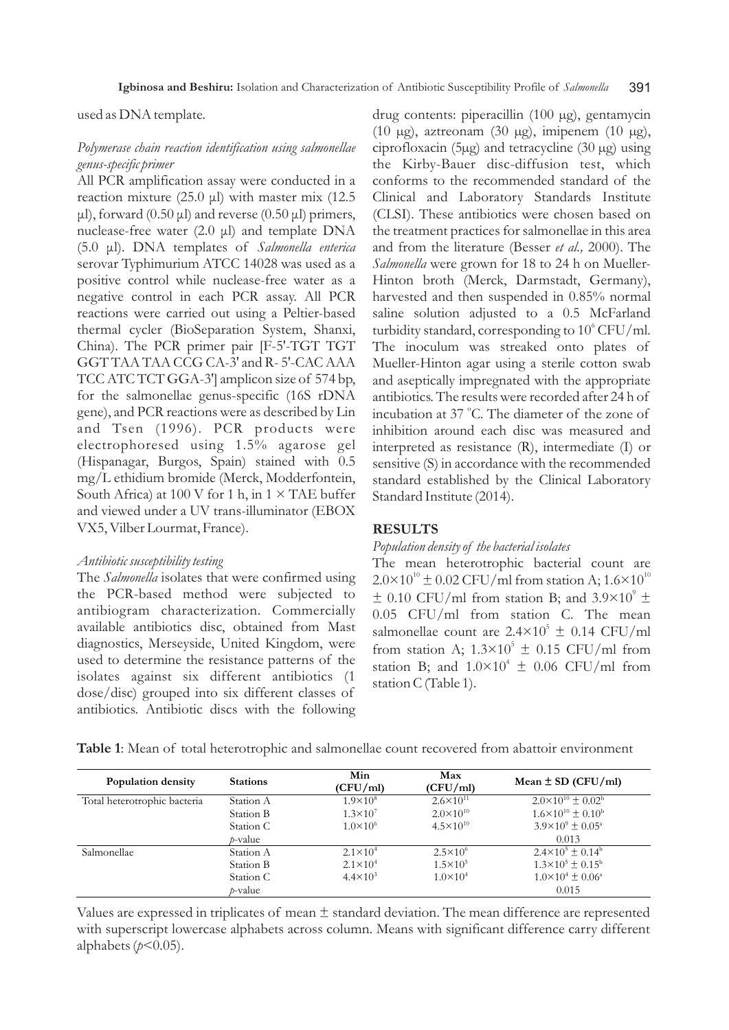used as DNA template.

### *Polymerase chain reaction identification using salmonellae genus-specific primer*

All PCR amplification assay were conducted in a reaction mixture (25.0 µl) with master mix (12.5 µl), forward (0.50 µl) and reverse (0.50 µl) primers, nuclease-free water (2.0 µl) and template DNA (5.0 µl). DNA templates of *Salmonella enterica* serovar Typhimurium ATCC 14028 was used as a positive control while nuclease-free water as a negative control in each PCR assay. All PCR reactions were carried out using a Peltier-based thermal cycler (BioSeparation System, Shanxi, China). The PCR primer pair [F-5'-TGT TGT GGT TAA TAA CCG CA-3' and R- 5'-CAC AAA TCC ATC TCT GGA-3'] amplicon size of 574 bp, for the salmonellae genus-specific (16S rDNA gene), and PCR reactions were as described by Lin and Tsen (1996). PCR products were electrophoresed using 1.5% agarose gel (Hispanagar, Burgos, Spain) stained with 0.5 mg/L ethidium bromide (Merck, Modderfontein, South Africa) at 100 V for 1 h, in 1 × TAE buffer and viewed under a UV trans-illuminator (EBOX VX5, Vilber Lourmat, France).

### *Antibiotic susceptibility testing*

The *Salmonella* isolates that were confirmed using the PCR-based method were subjected to antibiogram characterization. Commercially available antibiotics disc, obtained from Mast diagnostics, Merseyside, United Kingdom, were used to determine the resistance patterns of the isolates against six different antibiotics (1 dose/disc) grouped into six different classes of antibiotics. Antibiotic discs with the following drug contents: piperacillin (100 µg), gentamycin (10 µg), aztreonam (30 µg), imipenem (10 µg), ciprofloxacin (5µg) and tetracycline (30 µg) using the Kirby-Bauer disc-diffusion test, which conforms to the recommended standard of the Clinical and Laboratory Standards Institute (CLSI). These antibiotics were chosen based on the treatment practices for salmonellae in this area and from the literature (Besser *et al.,* 2000). The *Salmonella* were grown for 18 to 24 h on Mueller-Hinton broth (Merck, Darmstadt, Germany), harvested and then suspended in 0.85% normal saline solution adjusted to a 0.5 McFarland turbidity standard, corresponding to $10^6$ CFU/ml. The inoculum was streaked onto plates of Mueller-Hinton agar using a sterile cotton swab and aseptically impregnated with the appropriate antibiotics. The results were recorded after 24 h of incubation at 37 °C. The diameter of the zone of inhibition around each disc was measured and interpreted as resistance (R), intermediate (I) or sensitive (S) in accordance with the recommended standard established by the Clinical Laboratory Standard Institute (2014).

## RESULTS

### *Population density of the bacterial isolates*

The mean heterotrophic bacterial count are $2.0\times10^{10} \pm 0.02$ CFU/ml from station A; $1.6\times10^{10} \pm 0.10$ CFU/ml from station B; and $3.9\times10^{9} \pm 0.05$ CFU/ml from station C. The mean salmonellae count are $2.4\times10^{5} \pm 0.14$ CFU/ml from station A; $1.3\times10^{5} \pm 0.15$ CFU/ml from station B; and $1.0\times10^{4} \pm 0.06$ CFU/ml from station C (Table 1).

**Table 1**: Mean of total heterotrophic and salmonellae count recovered from abattoir environment

| Population density | Stations | Min (CFU/ml) | Max (CFU/ml) | Mean ± SD (CFU/ml) |
|---|---|---|---|---|
| Total heterotrophic bacteria | Station A | $1.9\times10^{8}$ | $2.6\times10^{11}$ | $2.0\times10^{10} \pm 0.02^{b}$ |
| | Station B | $1.3\times10^{7}$ | $2.0\times10^{10}$ | $1.6\times10^{10} \pm 0.10^{b}$ |
| | Station C | $1.0\times10^{6}$ | $4.5\times10^{10}$ | $3.9\times10^{9} \pm 0.05^{a}$ |
| | *p*-value | | | 0.013 |
| Salmonellae | Station A | $2.1\times10^{4}$ | $2.5\times10^{6}$ | $2.4\times10^{5} \pm 0.14^{b}$ |
| | Station B | $2.1\times10^{4}$ | $1.5\times10^{5}$ | $1.3\times10^{5} \pm 0.15^{b}$ |
| | Station C | $4.4\times10^{3}$ | $1.0\times10^{4}$ | $1.0\times10^{4} \pm 0.06^{a}$ |
| | *p*-value | | | 0.015 |

Values are expressed in triplicates of mean ± standard deviation. The mean difference are represented with superscript lowercase alphabets across column. Means with significant difference carry different alphabets ($p<0.05$).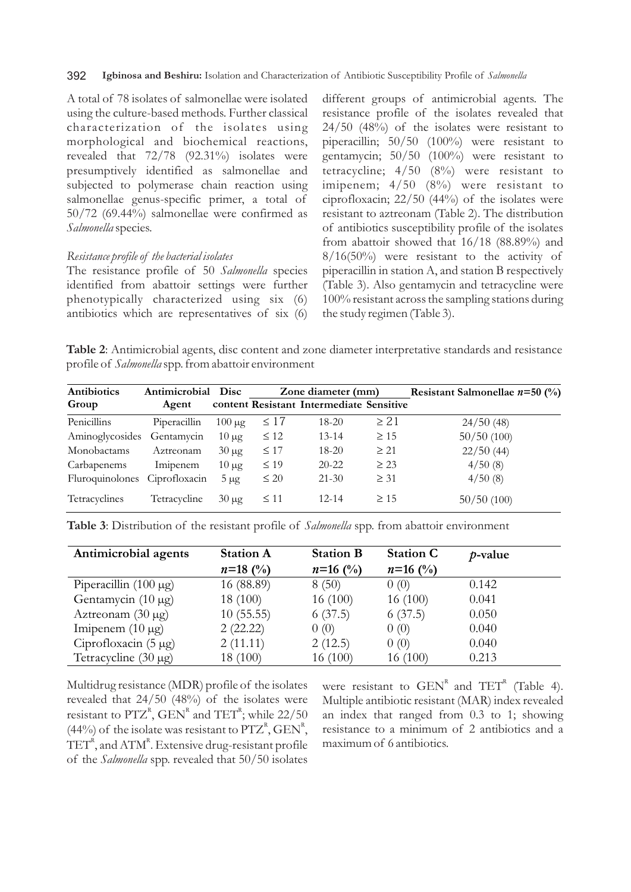A total of 78 isolates of salmonellae were isolated using the culture-based methods. Further classical characterization of the isolates using morphological and biochemical reactions, revealed that 72/78 (92.31%) isolates were presumptively identified as salmonellae and subjected to polymerase chain reaction using salmonellae genus-specific primer, a total of 50/72 (69.44%) salmonellae were confirmed as *Salmonella* species.

*Resistance profile of the bacterial isolates*

The resistance profile of 50 *Salmonella* species identified from abattoir settings were further phenotypically characterized using six (6) antibiotics which are representatives of six (6) different groups of antimicrobial agents. The resistance profile of the isolates revealed that 24/50 (48%) of the isolates were resistant to piperacillin; 50/50 (100%) were resistant to gentamycin; 50/50 (100%) were resistant to tetracycline; 4/50 (8%) were resistant to imipenem; 4/50 (8%) were resistant to ciprofloxacin; 22/50 (44%) of the isolates were resistant to aztreonam (Table 2). The distribution of antibiotics susceptibility profile of the isolates from abattoir showed that 16/18 (88.89%) and 8/16(50%) were resistant to the activity of piperacillin in station A, and station B respectively (Table 3). Also gentamycin and tetracycline were 100% resistant across the sampling stations during the study regimen (Table 3).

**Table 2**: Antimicrobial agents, disc content and zone diameter interpretative standards and resistance profile of *Salmonella* spp. from abattoir environment

| Antibiotics Group | Antimicrobial Agent | Disc content | Zone diameter (mm) | | | Resistant Salmonellae $n$=50 (%) |
|---|---|---|---|---|---|---|
| | | | Resistant | Intermediate | Sensitive | |
| Penicillins | Piperacillin | 100 μg | ≤ 17 | 18-20 | ≥ 21 | 24/50 (48) |
| Aminoglycosides | Gentamycin | 10 μg | ≤ 12 | 13-14 | ≥ 15 | 50/50 (100) |
| Monobactams | Aztreonam | 30 μg | ≤ 17 | 18-20 | ≥ 21 | 22/50 (44) |
| Carbapenems | Imipenem | 10 μg | ≤ 19 | 20-22 | ≥ 23 | 4/50 (8) |
| Fluroquinolones | Ciprofloxacin | 5 μg | ≤ 20 | 21-30 | ≥ 31 | 4/50 (8) |
| Tetracyclines | Tetracycline | 30 μg | ≤ 11 | 12-14 | ≥ 15 | 50/50 (100) |

**Table 3**: Distribution of the resistant profile of *Salmonella* spp. from abattoir environment

| Antimicrobial agents | Station A $n$=18 (%) | Station B $n$=16 (%) | Station C $n$=16 (%) | $p$-value |
|---|---|---|---|---|
| Piperacillin (100 μg) | 16 (88.89) | 8 (50) | 0 (0) | 0.142 |
| Gentamycin (10 μg) | 18 (100) | 16 (100) | 16 (100) | 0.041 |
| Aztreonam (30 μg) | 10 (55.55) | 6 (37.5) | 6 (37.5) | 0.050 |
| Imipenem (10 μg) | 2 (22.22) | 0 (0) | 0 (0) | 0.040 |
| Ciprofloxacin (5 μg) | 2 (11.11) | 2 (12.5) | 0 (0) | 0.040 |
| Tetracycline (30 μg) | 18 (100) | 16 (100) | 16 (100) | 0.213 |

Multidrug resistance (MDR) profile of the isolates revealed that 24/50 (48%) of the isolates were resistant to $PTZ^R$, $GEN^R$ and $TET^R$; while 22/50 (44%) of the isolate was resistant to $PTZ^R$, $GEN^R$, $TET^R$, and $ATM^R$. Extensive drug-resistant profile of the *Salmonella* spp. revealed that 50/50 isolates were resistant to $GEN^R$ and $TET^R$ (Table 4). Multiple antibiotic resistant (MAR) index revealed an index that ranged from 0.3 to 1; showing resistance to a minimum of 2 antibiotics and a maximum of 6 antibiotics.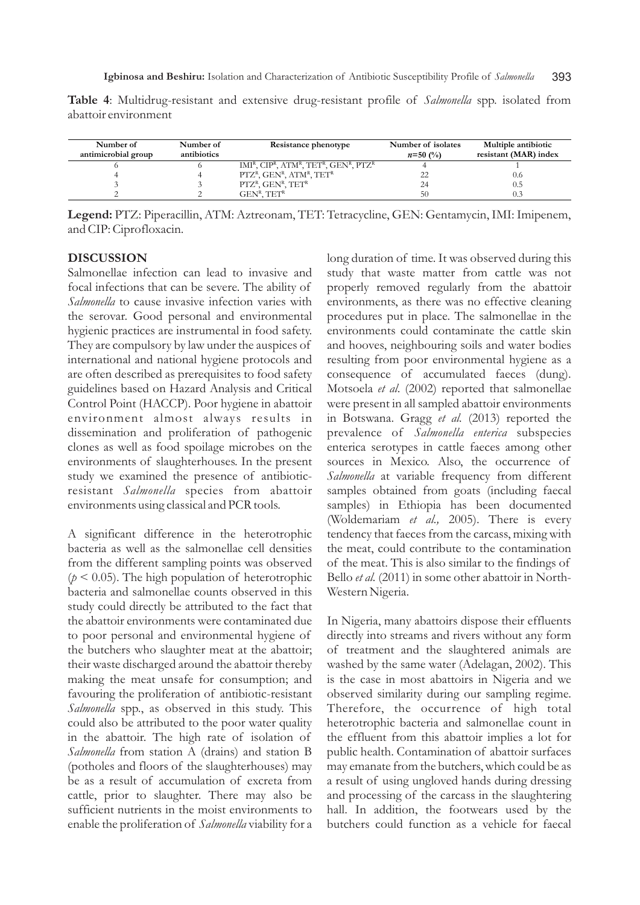**Table 4**: Multidrug-resistant and extensive drug-resistant profile of *Salmonella* spp. isolated from abattoir environment

| Number of antimicrobial group | Number of antibiotics | Resistance phenotype | Number of isolates $n$=50 (%) | Multiple antibiotic resistant (MAR) index |
|---|---|---|---|---|
| 6 | 6 | $IMI^R$, $CIP^R$, $ATM^R$, $TET^R$, $GEN^R$, $PTZ^R$ | 4 | 1 |
| 4 | 4 | $PTZ^R$, $GEN^R$, $ATM^R$, $TET^R$ | 22 | 0.6 |
| 3 | 3 | $PTZ^R$, $GEN^R$, $TET^R$ | 24 | 0.5 |
| 2 | 2 | $GEN^R$, $TET^R$ | 50 | 0.3 |

**Legend:** PTZ: Piperacillin, ATM: Aztreonam, TET: Tetracycline, GEN: Gentamycin, IMI: Imipenem, and CIP: Ciprofloxacin.

## DISCUSSION

Salmonellae infection can lead to invasive and focal infections that can be severe. The ability of *Salmonella* to cause invasive infection varies with the serovar. Good personal and environmental hygienic practices are instrumental in food safety. They are compulsory by law under the auspices of international and national hygiene protocols and are often described as prerequisites to food safety guidelines based on Hazard Analysis and Critical Control Point (HACCP). Poor hygiene in abattoir environment almost always results in dissemination and proliferation of pathogenic clones as well as food spoilage microbes on the environments of slaughterhouses. In the present study we examined the presence of antibiotic-resistant *Salmonella* species from abattoir environments using classical and PCR tools.

A significant difference in the heterotrophic bacteria as well as the salmonellae cell densities from the different sampling points was observed ($p < 0.05$). The high population of heterotrophic bacteria and salmonellae counts observed in this study could directly be attributed to the fact that the abattoir environments were contaminated due to poor personal and environmental hygiene of the butchers who slaughter meat at the abattoir; their waste discharged around the abattoir thereby making the meat unsafe for consumption; and favouring the proliferation of antibiotic-resistant *Salmonella* spp., as observed in this study. This could also be attributed to the poor water quality in the abattoir. The high rate of isolation of *Salmonella* from station A (drains) and station B (potholes and floors of the slaughterhouses) may be as a result of accumulation of excreta from cattle, prior to slaughter. There may also be sufficient nutrients in the moist environments to enable the proliferation of *Salmonella* viability for a long duration of time. It was observed during this study that waste matter from cattle was not properly removed regularly from the abattoir environments, as there was no effective cleaning procedures put in place. The salmonellae in the environments could contaminate the cattle skin and hooves, neighbouring soils and water bodies resulting from poor environmental hygiene as a consequence of accumulated faeces (dung). Motsoela *et al*. (2002) reported that salmonellae were present in all sampled abattoir environments in Botswana. Gragg *et al*. (2013) reported the prevalence of *Salmonella enterica* subspecies enterica serotypes in cattle faeces among other sources in Mexico. Also, the occurrence of *Salmonella* at variable frequency from different samples obtained from goats (including faecal samples) in Ethiopia has been documented (Woldemariam *et al.,* 2005). There is every tendency that faeces from the carcass, mixing with the meat, could contribute to the contamination of the meat. This is also similar to the findings of Bello *et al.* (2011) in some other abattoir in North-Western Nigeria.

In Nigeria, many abattoirs dispose their effluents directly into streams and rivers without any form of treatment and the slaughtered animals are washed by the same water (Adelagan, 2002). This is the case in most abattoirs in Nigeria and we observed similarity during our sampling regime. Therefore, the occurrence of high total heterotrophic bacteria and salmonellae count in the effluent from this abattoir implies a lot for public health. Contamination of abattoir surfaces may emanate from the butchers, which could be as a result of using ungloved hands during dressing and processing of the carcass in the slaughtering hall. In addition, the footwears used by the butchers could function as a vehicle for faecal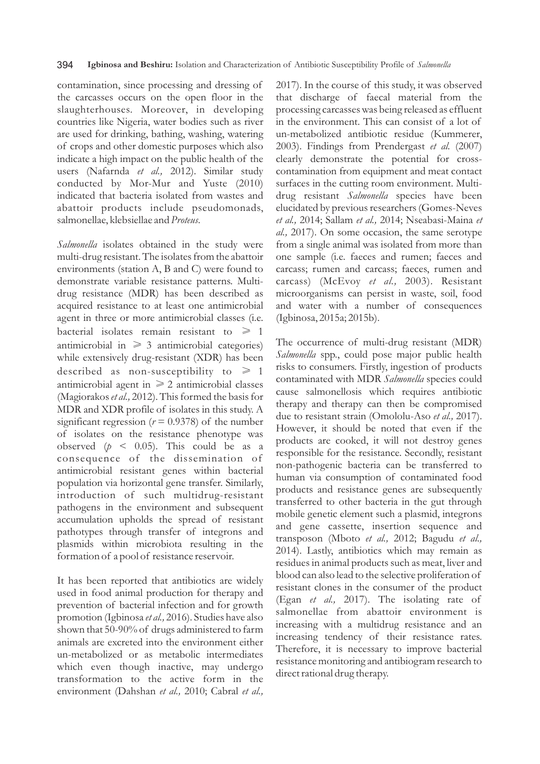contamination, since processing and dressing of the carcasses occurs on the open floor in the slaughterhouses. Moreover, in developing countries like Nigeria, water bodies such as river are used for drinking, bathing, washing, watering of crops and other domestic purposes which also indicate a high impact on the public health of the users (Nafarnda *et al.,* 2012). Similar study conducted by Mor-Mur and Yuste (2010) indicated that bacteria isolated from wastes and abattoir products include pseudomonads, salmonellae, klebsiellae and *Proteus*.

*Salmonella* isolates obtained in the study were multi-drug resistant. The isolates from the abattoir environments (station A, B and C) were found to demonstrate variable resistance patterns. Multi-drug resistance (MDR) has been described as acquired resistance to at least one antimicrobial agent in three or more antimicrobial classes (i.e. bacterial isolates remain resistant to $\geqslant 1$ antimicrobial in $\geqslant 3$ antimicrobial categories) while extensively drug-resistant (XDR) has been described as non-susceptibility to $\geqslant 1$ antimicrobial agent in $\geqslant 2$ antimicrobial classes (Magiorakos *et al.,* 2012). This formed the basis for MDR and XDR profile of isolates in this study. A significant regression ($r = 0.9378$) of the number of isolates on the resistance phenotype was observed ($p < 0.05$). This could be as a consequence of the dissemination of antimicrobial resistant genes within bacterial population via horizontal gene transfer. Similarly, introduction of such multidrug-resistant pathogens in the environment and subsequent accumulation upholds the spread of resistant pathotypes through transfer of integrons and plasmids within microbiota resulting in the formation of a pool of resistance reservoir.

It has been reported that antibiotics are widely used in food animal production for therapy and prevention of bacterial infection and for growth promotion (Igbinosa *et al.,* 2016). Studies have also shown that 50-90% of drugs administered to farm animals are excreted into the environment either un-metabolized or as metabolic intermediates which even though inactive, may undergo transformation to the active form in the environment (Dahshan *et al.,* 2010; Cabral *et al.,* 2017). In the course of this study, it was observed that discharge of faecal material from the processing carcasses was being released as effluent in the environment. This can consist of a lot of un-metabolized antibiotic residue (Kummerer, 2003). Findings from Prendergast *et al.* (2007) clearly demonstrate the potential for cross-contamination from equipment and meat contact surfaces in the cutting room environment. Multi-drug resistant *Salmonella* species have been elucidated by previous researchers (Gomes-Neves *et al.,* 2014; Sallam *et al.,* 2014; Nseabasi-Maina *et al.,* 2017). On some occasion, the same serotype from a single animal was isolated from more than one sample (i.e. faeces and rumen; faeces and carcass; rumen and carcass; faeces, rumen and carcass) (McEvoy *et al.,* 2003). Resistant microorganisms can persist in waste, soil, food and water with a number of consequences (Igbinosa, 2015a; 2015b).

The occurrence of multi-drug resistant (MDR) *Salmonella* spp., could pose major public health risks to consumers. Firstly, ingestion of products contaminated with MDR *Salmonella* species could cause salmonellosis which requires antibiotic therapy and therapy can then be compromised due to resistant strain (Omololu-Aso *et al.,* 2017). However, it should be noted that even if the products are cooked, it will not destroy genes responsible for the resistance. Secondly, resistant non-pathogenic bacteria can be transferred to human via consumption of contaminated food products and resistance genes are subsequently transferred to other bacteria in the gut through mobile genetic element such a plasmid, integrons and gene cassette, insertion sequence and transposon (Mboto *et al.,* 2012; Bagudu *et al.,* 2014). Lastly, antibiotics which may remain as residues in animal products such as meat, liver and blood can also lead to the selective proliferation of resistant clones in the consumer of the product (Egan *et al.,* 2017). The isolating rate of salmonellae from abattoir environment is increasing with a multidrug resistance and an increasing tendency of their resistance rates. Therefore, it is necessary to improve bacterial resistance monitoring and antibiogram research to direct rational drug therapy.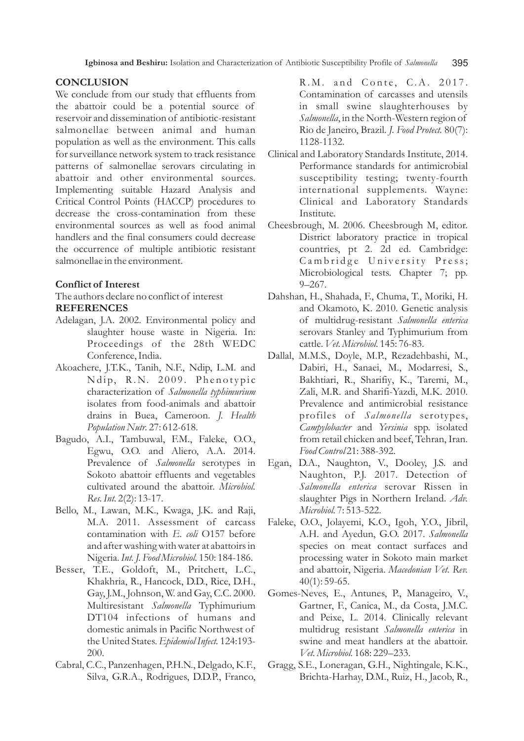## CONCLUSION

We conclude from our study that effluents from the abattoir could be a potential source of reservoir and dissemination of antibiotic-resistant salmonellae between animal and human population as well as the environment. This calls for surveillance network system to track resistance patterns of salmonellae serovars circulating in abattoir and other environmental sources. Implementing suitable Hazard Analysis and Critical Control Points (HACCP) procedures to decrease the cross-contamination from these environmental sources as well as food animal handlers and the final consumers could decrease the occurrence of multiple antibiotic resistant salmonellae in the environment.

### Conflict of Interest

The authors declare no conflict of interest

## REFERENCES

Adelagan, J.A. 2002. Environmental policy and slaughter house waste in Nigeria. In: Proceedings of the 28th WEDC Conference, India.

Akoachere, J.T.K., Tanih, N.F., Ndip, L.M. and Ndip, R.N. 2009. Phenotypic characterization of *Salmonella typhimurium* isolates from food-animals and abattoir drains in Buea, Cameroon. *J. Health Population Nutr.* 27: 612-618.

Bagudo, A.I., Tambuwal, F.M., Faleke, O.O., Egwu, O.O. and Aliero, A.A. 2014. Prevalence of *Salmonella* serotypes in Sokoto abattoir effluents and vegetables cultivated around the abattoir. *Microbiol. Res. Int.* 2(2): 13-17.

Bello, M., Lawan, M.K., Kwaga, J.K. and Raji, M.A. 2011. Assessment of carcass contamination with *E. coli* O157 before and after washing with water at abattoirs in Nigeria. *Int. J. Food Microbiol.* 150: 184-186.

Besser, T.E., Goldoft, M., Pritchett, L.C., Khakhria, R., Hancock, D.D., Rice, D.H., Gay, J.M., Johnson, W. and Gay, C.C. 2000. Multiresistant *Salmonella* Typhimurium DT104 infections of humans and domestic animals in Pacific Northwest of the United States. *Epidemiol Infect.* 124:193-200.

Cabral, C.C., Panzenhagen, P.H.N., Delgado, K.F., Silva, G.R.A., Rodrigues, D.D.P., Franco, R.M. and Conte, C.A. 2017. Contamination of carcasses and utensils in small swine slaughterhouses by *Salmonella*, in the North-Western region of Rio de Janeiro, Brazil. *J. Food Protect.* 80(7): 1128-1132.

Clinical and Laboratory Standards Institute, 2014. Performance standards for antimicrobial susceptibility testing; twenty-fourth international supplements. Wayne: Clinical and Laboratory Standards Institute.

Cheesbrough, M. 2006. Cheesbrough M, editor. District laboratory practice in tropical countries, pt 2. 2d ed. Cambridge: Cambridge University Press; Microbiological tests. Chapter 7; pp. 9–267.

Dahshan, H., Shahada, F., Chuma, T., Moriki, H. and Okamoto, K. 2010. Genetic analysis of multidrug-resistant *Salmonella enterica* serovars Stanley and Typhimurium from cattle. *Vet. Microbiol.* 145: 76-83.

Dallal, M.M.S., Doyle, M.P., Rezadehbashi, M., Dabiri, H., Sanaei, M., Modarresi, S., Bakhtiari, R., Sharifiy, K., Taremi, M., Zali, M.R. and Sharifi-Yazdi, M.K. 2010. Prevalence and antimicrobial resistance profiles of *Salmonella* serotypes, *Campylobacter* and *Yersinia* spp. isolated from retail chicken and beef, Tehran, Iran. *Food Control* 21: 388-392.

Egan, D.A., Naughton, V., Dooley, J.S. and Naughton, P.J. 2017. Detection of *Salmonella enterica* serovar Rissen in slaughter Pigs in Northern Ireland. *Adv. Microbiol.* 7: 513-522.

Faleke, O.O., Jolayemi, K.O., Igoh, Y.O., Jibril, A.H. and Ayedun, G.O. 2017. *Salmonella* species on meat contact surfaces and processing water in Sokoto main market and abattoir, Nigeria. *Macedonian Vet. Rev.* 40(1): 59-65.

Gomes-Neves, E., Antunes, P., Manageiro, V., Gartner, F., Canica, M., da Costa, J.M.C. and Peixe, L. 2014. Clinically relevant multidrug resistant *Salmonella enterica* in swine and meat handlers at the abattoir. *Vet. Microbiol.* 168: 229–233.

Gragg, S.E., Loneragan, G.H., Nightingale, K.K., Brichta-Harhay, D.M., Ruiz, H., Jacob, R.,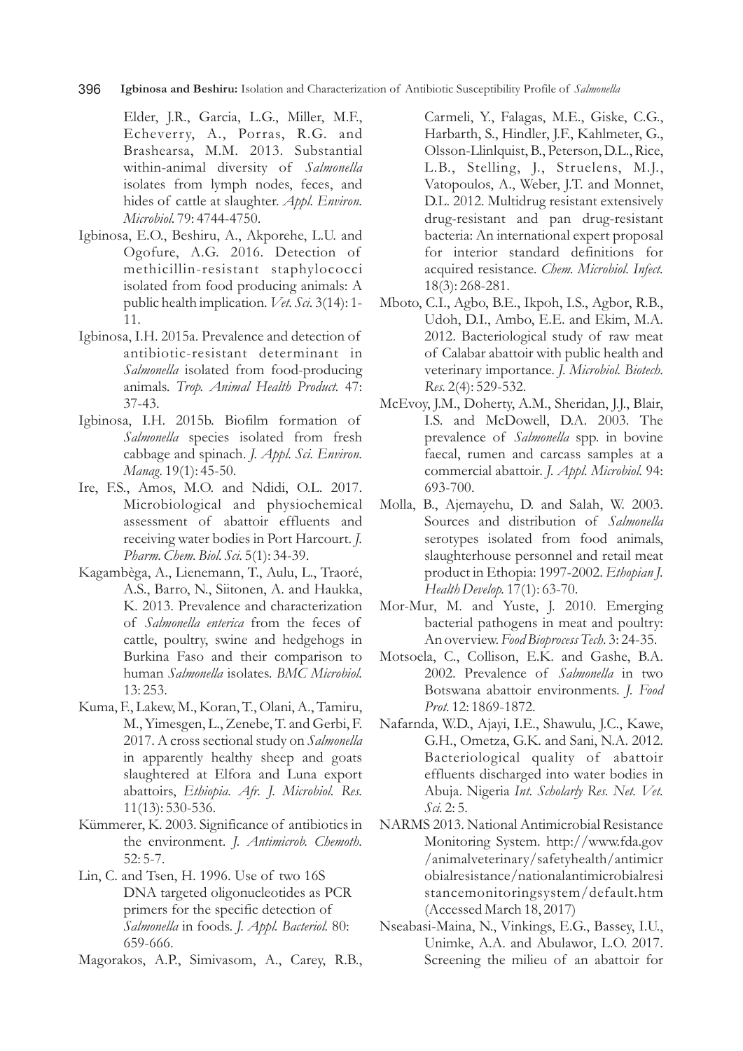Elder, J.R., Garcia, L.G., Miller, M.F., Echeverry, A., Porras, R.G. and Brashearsa, M.M. 2013. Substantial within-animal diversity of *Salmonella* isolates from lymph nodes, feces, and hides of cattle at slaughter. *Appl. Environ. Microbiol.* 79: 4744-4750.

Igbinosa, E.O., Beshiru, A., Akporehe, L.U. and Ogofure, A.G. 2016. Detection of methicillin-resistant staphylococci isolated from food producing animals: A public health implication. *Vet. Sci.* 3(14): 1-11.

Igbinosa, I.H. 2015a. Prevalence and detection of antibiotic-resistant determinant in *Salmonella* isolated from food-producing animals. *Trop. Animal Health Product.* 47: 37-43.

Igbinosa, I.H. 2015b. Biofilm formation of *Salmonella* species isolated from fresh cabbage and spinach. *J. Appl. Sci. Environ. Manag.* 19(1): 45-50.

Ire, F.S., Amos, M.O. and Ndidi, O.L. 2017. Microbiological and physiochemical assessment of abattoir effluents and receiving water bodies in Port Harcourt. *J. Pharm. Chem. Biol. Sci.* 5(1): 34-39.

Kagambèga, A., Lienemann, T., Aulu, L., Traoré, A.S., Barro, N., Siitonen, A. and Haukka, K. 2013. Prevalence and characterization of *Salmonella enterica* from the feces of cattle, poultry, swine and hedgehogs in Burkina Faso and their comparison to human *Salmonella* isolates. *BMC Microbiol.* 13: 253.

Kuma, F., Lakew, M., Koran, T., Olani, A., Tamiru, M., Yimesgen, L., Zenebe, T. and Gerbi, F. 2017. A cross sectional study on *Salmonella* in apparently healthy sheep and goats slaughtered at Elfora and Luna export abattoirs, *Ethiopia. Afr. J. Microbiol. Res.* 11(13): 530-536.

Kümmerer, K. 2003. Significance of antibiotics in the environment. *J. Antimicrob. Chemoth.* 52: 5-7.

Lin, C. and Tsen, H. 1996. Use of two 16S DNA targeted oligonucleotides as PCR primers for the specific detection of *Salmonella* in foods. *J. Appl. Bacteriol.* 80: 659-666.

Magorakos, A.P., Simivasom, A., Carey, R.B., Carmeli, Y., Falagas, M.E., Giske, C.G., Harbarth, S., Hindler, J.F., Kahlmeter, G., Olsson-Llinlquist, B., Peterson, D.L., Rice, L.B., Stelling, J., Struelens, M.J., Vatopoulos, A., Weber, J.T. and Monnet, D.L. 2012. Multidrug resistant extensively drug-resistant and pan drug-resistant bacteria: An international expert proposal for interior standard definitions for acquired resistance. *Chem. Microbiol. Infect.* 18(3): 268-281.

Mboto, C.I., Agbo, B.E., Ikpoh, I.S., Agbor, R.B., Udoh, D.I., Ambo, E.E. and Ekim, M.A. 2012. Bacteriological study of raw meat of Calabar abattoir with public health and veterinary importance. *J. Microbiol. Biotech. Res.* 2(4): 529-532.

McEvoy, J.M., Doherty, A.M., Sheridan, J.J., Blair, I.S. and McDowell, D.A. 2003. The prevalence of *Salmonella* spp. in bovine faecal, rumen and carcass samples at a commercial abattoir. *J. Appl. Microbiol.* 94: 693-700.

Molla, B., Ajemayehu, D. and Salah, W. 2003. Sources and distribution of *Salmonella* serotypes isolated from food animals, slaughterhouse personnel and retail meat product in Ethopia: 1997-2002. *Ethopian J. Health Develop.* 17(1): 63-70.

Mor-Mur, M. and Yuste, J. 2010. Emerging bacterial pathogens in meat and poultry: An overview. *Food Bioprocess Tech.* 3: 24-35.

Motsoela, C., Collison, E.K. and Gashe, B.A. 2002. Prevalence of *Salmonella* in two Botswana abattoir environments. *J. Food Prot.* 12: 1869-1872.

Nafarnda, W.D., Ajayi, I.E., Shawulu, J.C., Kawe, G.H., Ometza, G.K. and Sani, N.A. 2012. Bacteriological quality of abattoir effluents discharged into water bodies in Abuja. Nigeria *Int. Scholarly Res. Net. Vet. Sci.* 2: 5.

NARMS 2013. National Antimicrobial Resistance Monitoring System. http://www.fda.gov/animalveterinary/safetyhealth/antimicrobialresistance/nationalantimicrobialresistancemonitoringsystem/default.htm (Accessed March 18, 2017)

Nseabasi-Maina, N., Vinkings, E.G., Bassey, I.U., Unimke, A.A. and Abulawor, L.O. 2017. Screening the milieu of an abattoir for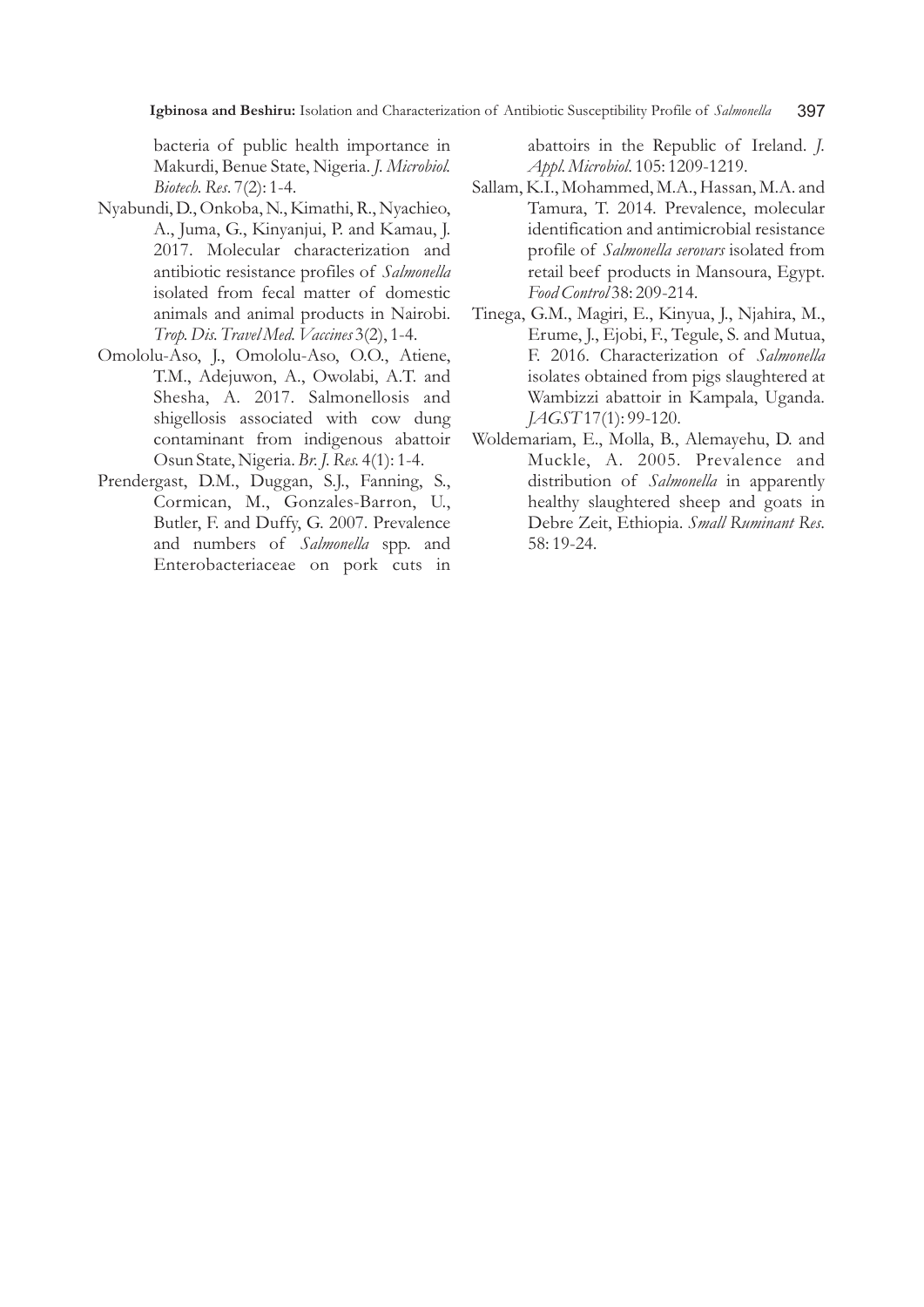bacteria of public health importance in Makurdi, Benue State, Nigeria. *J. Microbiol. Biotech. Res*. 7(2): 1-4.

Nyabundi, D., Onkoba, N., Kimathi, R., Nyachieo, A., Juma, G., Kinyanjui, P. and Kamau, J. 2017. Molecular characterization and antibiotic resistance profiles of *Salmonella* isolated from fecal matter of domestic animals and animal products in Nairobi. *Trop. Dis. Travel Med. Vaccines* 3(2), 1-4.

Omololu-Aso, J., Omololu-Aso, O.O., Atiene, T.M., Adejuwon, A., Owolabi, A.T. and Shesha, A. 2017. Salmonellosis and shigellosis associated with cow dung contaminant from indigenous abattoir Osun State, Nigeria. *Br. J. Res.* 4(1): 1-4.

Prendergast, D.M., Duggan, S.J., Fanning, S., Cormican, M., Gonzales-Barron, U., Butler, F. and Duffy, G. 2007. Prevalence and numbers of *Salmonella* spp. and Enterobacteriaceae on pork cuts in abattoirs in the Republic of Ireland. *J. Appl. Microbiol.* 105: 1209-1219.

Sallam, K.I., Mohammed, M.A., Hassan, M.A. and Tamura, T. 2014. Prevalence, molecular identification and antimicrobial resistance profile of *Salmonella serovars* isolated from retail beef products in Mansoura, Egypt. *Food Control* 38: 209-214.

Tinega, G.M., Magiri, E., Kinyua, J., Njahira, M., Erume, J., Ejobi, F., Tegule, S. and Mutua, F. 2016. Characterization of *Salmonella* isolates obtained from pigs slaughtered at Wambizzi abattoir in Kampala, Uganda. *JAGST* 17(1): 99-120.

Woldemariam, E., Molla, B., Alemayehu, D. and Muckle, A. 2005. Prevalence and distribution of *Salmonella* in apparently healthy slaughtered sheep and goats in Debre Zeit, Ethiopia. *Small Ruminant Res.* 58: 19-24.